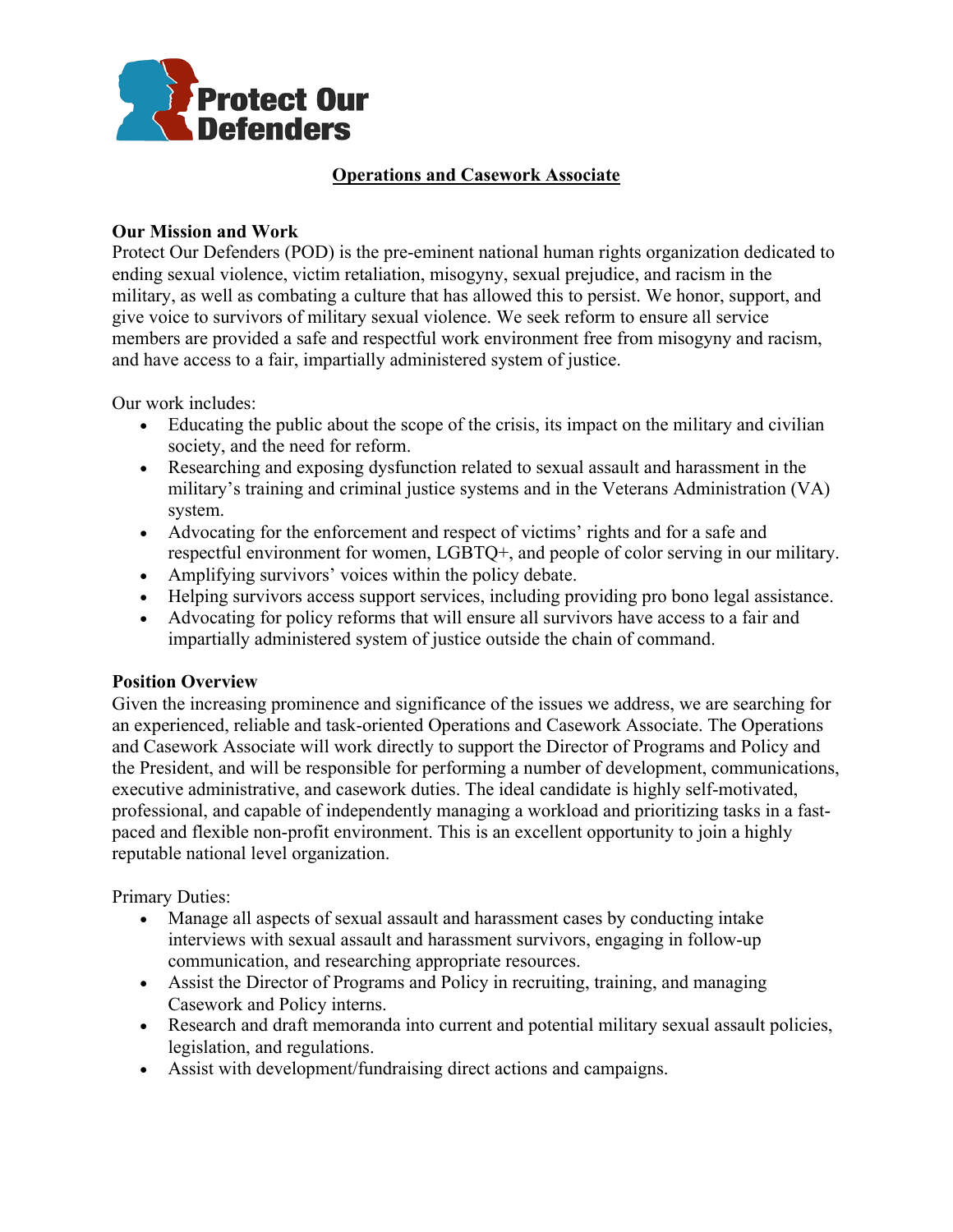Protect Our Defenders

# Operations and Casework Associate

**Our Mission and Work**

Protect Our Defenders (POD) is the pre-eminent national human rights organization dedicated to ending sexual violence, victim retaliation, misogyny, sexual prejudice, and racism in the military, as well as combating a culture that has allowed this to persist. We honor, support, and give voice to survivors of military sexual violence. We seek reform to ensure all service members are provided a safe and respectful work environment free from misogyny and racism, and have access to a fair, impartially administered system of justice.

Our work includes:

- Educating the public about the scope of the crisis, its impact on the military and civilian society, and the need for reform.
- Researching and exposing dysfunction related to sexual assault and harassment in the military's training and criminal justice systems and in the Veterans Administration (VA) system.
- Advocating for the enforcement and respect of victims' rights and for a safe and respectful environment for women, LGBTQ+, and people of color serving in our military.
- Amplifying survivors' voices within the policy debate.
- Helping survivors access support services, including providing pro bono legal assistance.
- Advocating for policy reforms that will ensure all survivors have access to a fair and impartially administered system of justice outside the chain of command.

**Position Overview**

Given the increasing prominence and significance of the issues we address, we are searching for an experienced, reliable and task-oriented Operations and Casework Associate. The Operations and Casework Associate will work directly to support the Director of Programs and Policy and the President, and will be responsible for performing a number of development, communications, executive administrative, and casework duties. The ideal candidate is highly self-motivated, professional, and capable of independently managing a workload and prioritizing tasks in a fast-paced and flexible non-profit environment. This is an excellent opportunity to join a highly reputable national level organization.

Primary Duties:

- Manage all aspects of sexual assault and harassment cases by conducting intake interviews with sexual assault and harassment survivors, engaging in follow-up communication, and researching appropriate resources.
- Assist the Director of Programs and Policy in recruiting, training, and managing Casework and Policy interns.
- Research and draft memoranda into current and potential military sexual assault policies, legislation, and regulations.
- Assist with development/fundraising direct actions and campaigns.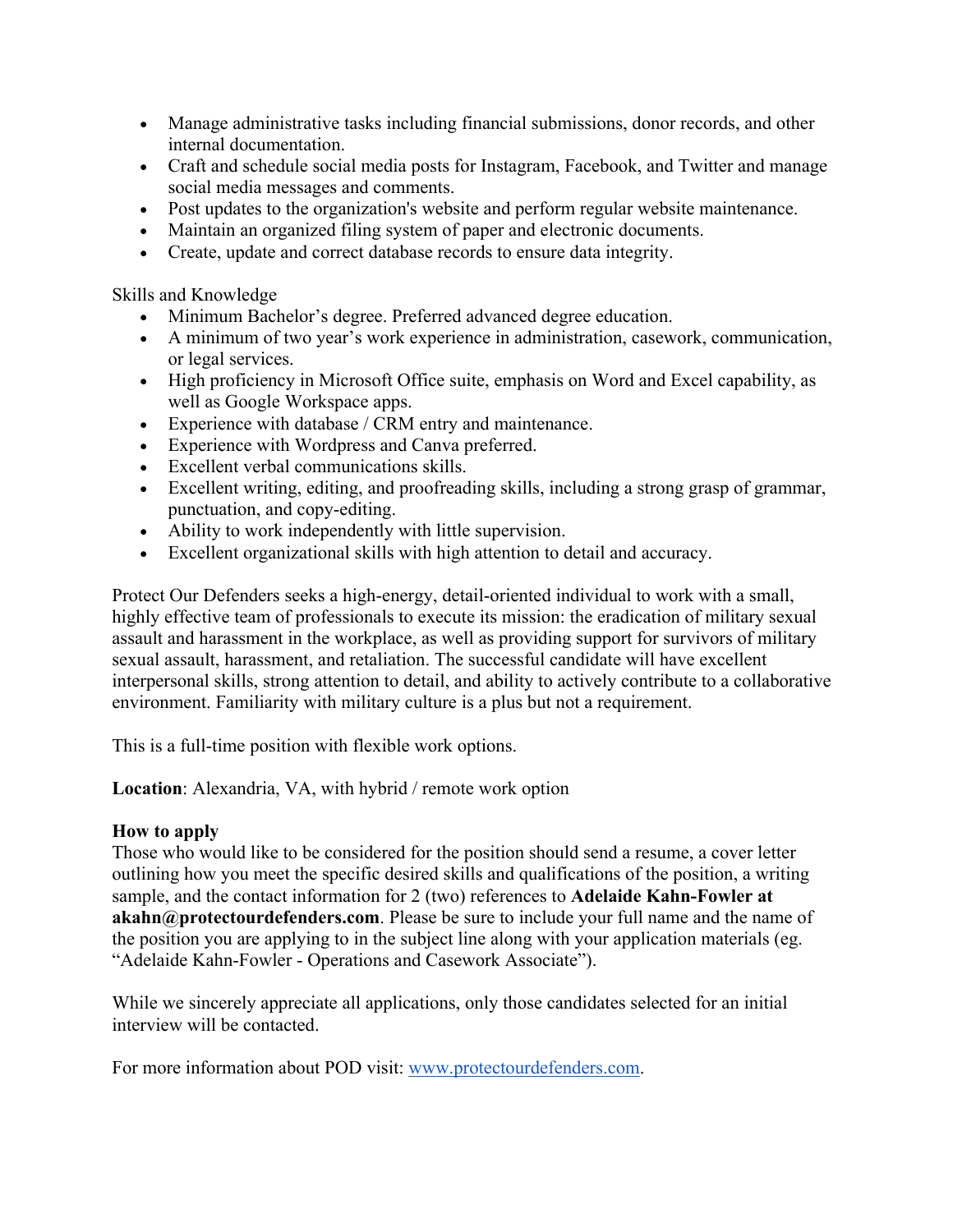- Manage administrative tasks including financial submissions, donor records, and other internal documentation.
- Craft and schedule social media posts for Instagram, Facebook, and Twitter and manage social media messages and comments.
- Post updates to the organization's website and perform regular website maintenance.
- Maintain an organized filing system of paper and electronic documents.
- Create, update and correct database records to ensure data integrity.

Skills and Knowledge

- Minimum Bachelor's degree. Preferred advanced degree education.
- A minimum of two year's work experience in administration, casework, communication, or legal services.
- High proficiency in Microsoft Office suite, emphasis on Word and Excel capability, as well as Google Workspace apps.
- Experience with database / CRM entry and maintenance.
- Experience with Wordpress and Canva preferred.
- Excellent verbal communications skills.
- Excellent writing, editing, and proofreading skills, including a strong grasp of grammar, punctuation, and copy-editing.
- Ability to work independently with little supervision.
- Excellent organizational skills with high attention to detail and accuracy.

Protect Our Defenders seeks a high-energy, detail-oriented individual to work with a small, highly effective team of professionals to execute its mission: the eradication of military sexual assault and harassment in the workplace, as well as providing support for survivors of military sexual assault, harassment, and retaliation. The successful candidate will have excellent interpersonal skills, strong attention to detail, and ability to actively contribute to a collaborative environment. Familiarity with military culture is a plus but not a requirement.

This is a full-time position with flexible work options.

**Location**: Alexandria, VA, with hybrid / remote work option

**How to apply**

Those who would like to be considered for the position should send a resume, a cover letter outlining how you meet the specific desired skills and qualifications of the position, a writing sample, and the contact information for 2 (two) references to **Adelaide Kahn-Fowler at akahn@protectourdefenders.com**. Please be sure to include your full name and the name of the position you are applying to in the subject line along with your application materials (eg. "Adelaide Kahn-Fowler - Operations and Casework Associate").

While we sincerely appreciate all applications, only those candidates selected for an initial interview will be contacted.

For more information about POD visit: [www.protectourdefenders.com](www.protectourdefenders.com).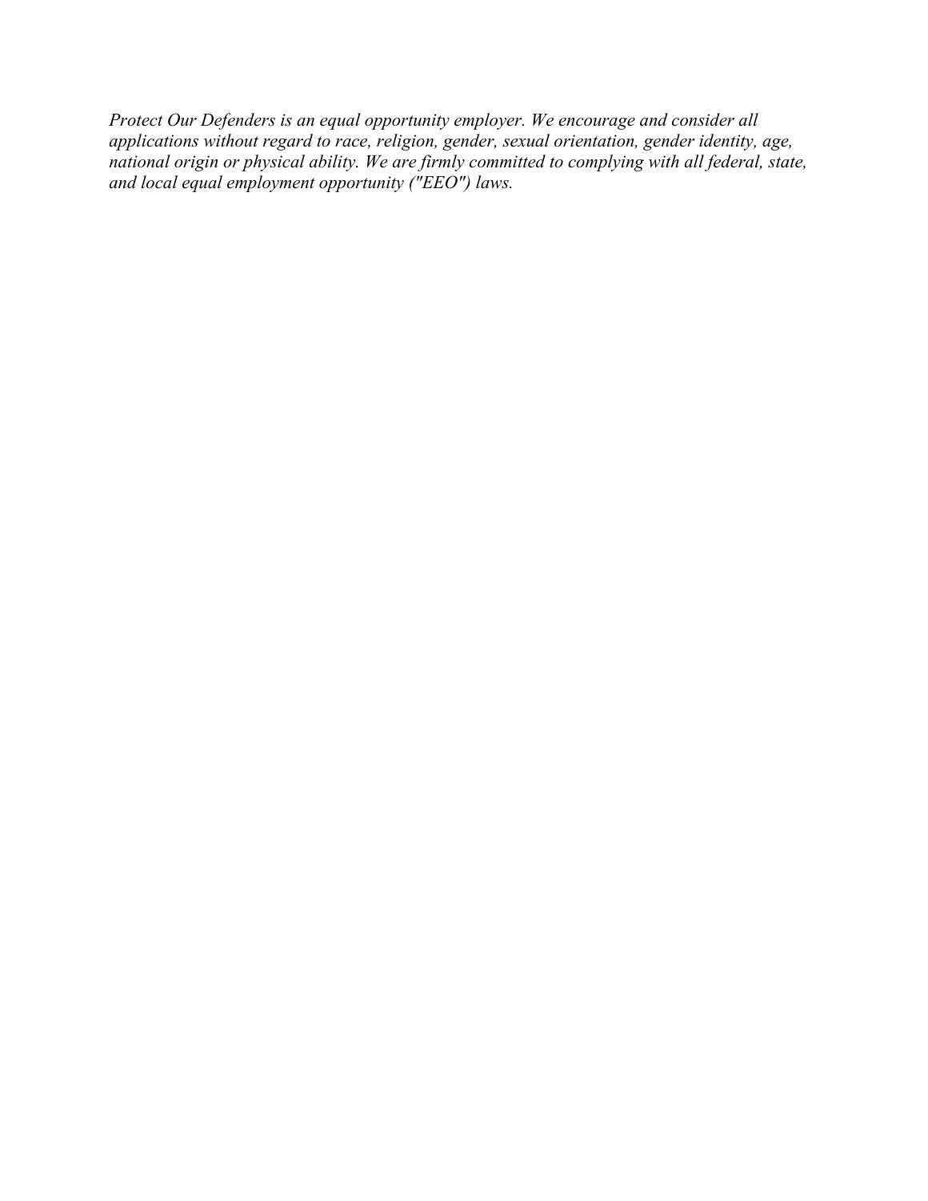*Protect Our Defenders is an equal opportunity employer. We encourage and consider all applications without regard to race, religion, gender, sexual orientation, gender identity, age, national origin or physical ability. We are firmly committed to complying with all federal, state, and local equal employment opportunity ("EEO") laws.*